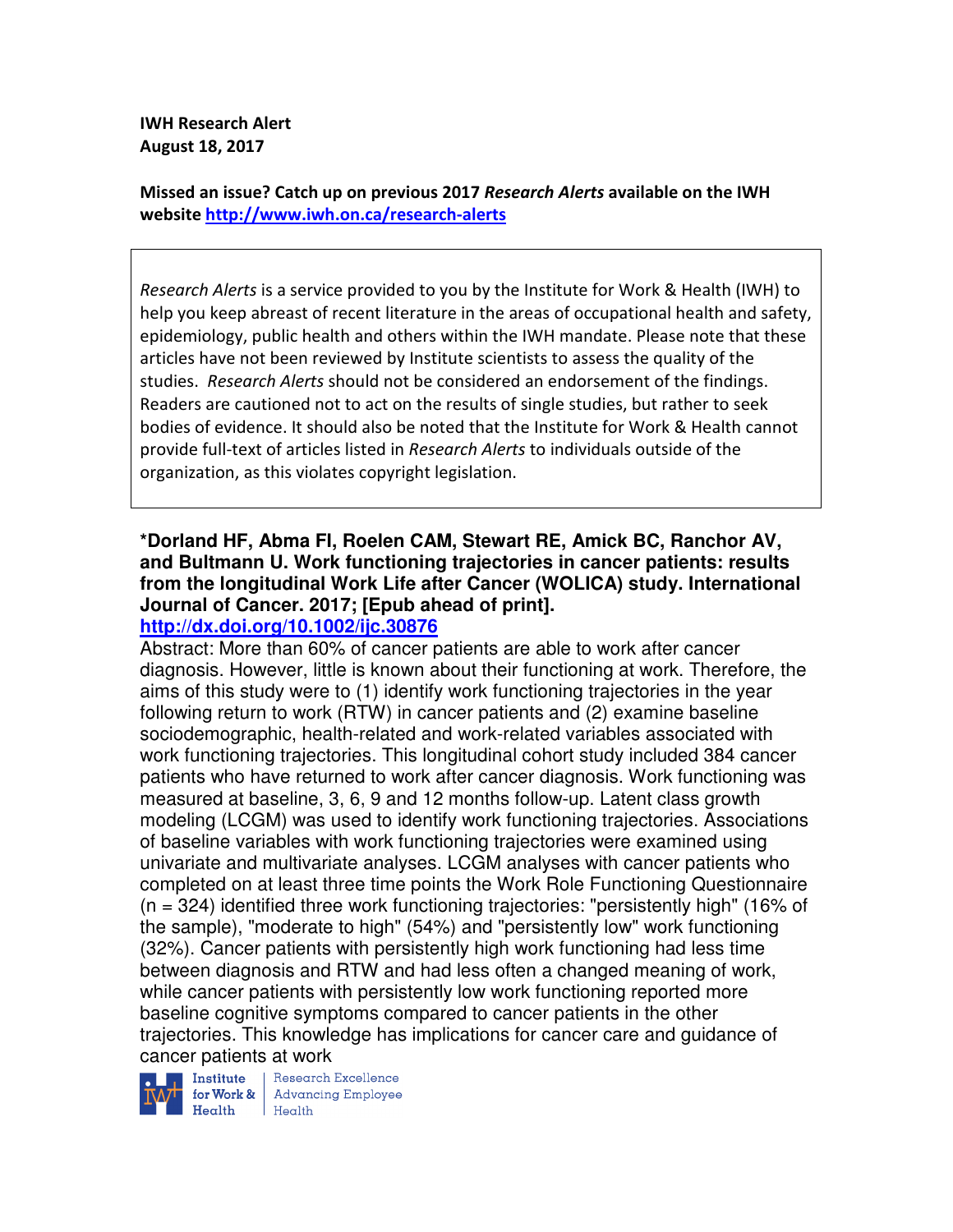**IWH Research Alert**
**August 18, 2017**

**Missed an issue? Catch up on previous 2017 *Research Alerts* available on the IWH website http://www.iwh.on.ca/research-alerts**

> *Research Alerts* is a service provided to you by the Institute for Work & Health (IWH) to help you keep abreast of recent literature in the areas of occupational health and safety, epidemiology, public health and others within the IWH mandate. Please note that these articles have not been reviewed by Institute scientists to assess the quality of the studies. *Research Alerts* should not be considered an endorsement of the findings. Readers are cautioned not to act on the results of single studies, but rather to seek bodies of evidence. It should also be noted that the Institute for Work & Health cannot provide full-text of articles listed in *Research Alerts* to individuals outside of the organization, as this violates copyright legislation.

**\*Dorland HF, Abma FI, Roelen CAM, Stewart RE, Amick BC, Ranchor AV, and Bultmann U. Work functioning trajectories in cancer patients: results from the longitudinal Work Life after Cancer (WOLICA) study. International Journal of Cancer. 2017; [Epub ahead of print].**
**http://dx.doi.org/10.1002/ijc.30876**

Abstract: More than 60% of cancer patients are able to work after cancer diagnosis. However, little is known about their functioning at work. Therefore, the aims of this study were to (1) identify work functioning trajectories in the year following return to work (RTW) in cancer patients and (2) examine baseline sociodemographic, health-related and work-related variables associated with work functioning trajectories. This longitudinal cohort study included 384 cancer patients who have returned to work after cancer diagnosis. Work functioning was measured at baseline, 3, 6, 9 and 12 months follow-up. Latent class growth modeling (LCGM) was used to identify work functioning trajectories. Associations of baseline variables with work functioning trajectories were examined using univariate and multivariate analyses. LCGM analyses with cancer patients who completed on at least three time points the Work Role Functioning Questionnaire (n = 324) identified three work functioning trajectories: "persistently high" (16% of the sample), "moderate to high" (54%) and "persistently low" work functioning (32%). Cancer patients with persistently high work functioning had less time between diagnosis and RTW and had less often a changed meaning of work, while cancer patients with persistently low work functioning reported more baseline cognitive symptoms compared to cancer patients in the other trajectories. This knowledge has implications for cancer care and guidance of cancer patients at work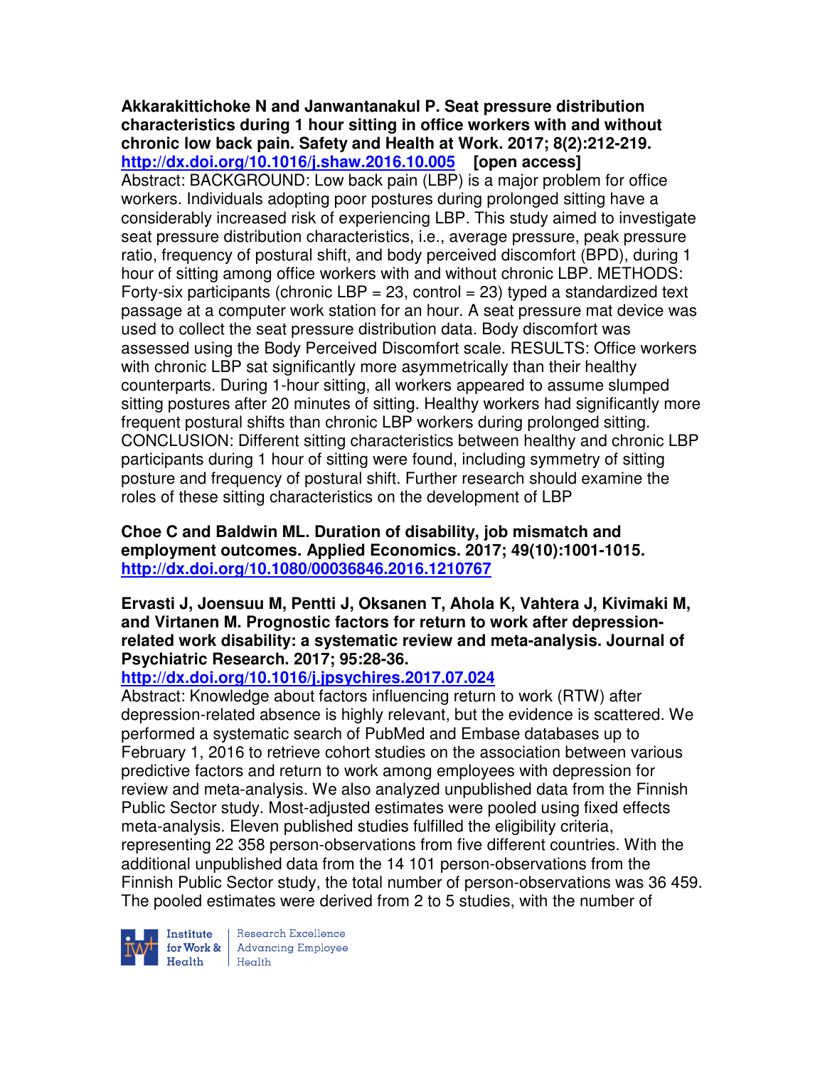**Akkarakittichoke N and Janwantanakul P. Seat pressure distribution characteristics during 1 hour sitting in office workers with and without chronic low back pain. Safety and Health at Work. 2017; 8(2):212-219. http://dx.doi.org/10.1016/j.shaw.2016.10.005 [open access]**

Abstract: BACKGROUND: Low back pain (LBP) is a major problem for office workers. Individuals adopting poor postures during prolonged sitting have a considerably increased risk of experiencing LBP. This study aimed to investigate seat pressure distribution characteristics, i.e., average pressure, peak pressure ratio, frequency of postural shift, and body perceived discomfort (BPD), during 1 hour of sitting among office workers with and without chronic LBP. METHODS: Forty-six participants (chronic LBP = 23, control = 23) typed a standardized text passage at a computer work station for an hour. A seat pressure mat device was used to collect the seat pressure distribution data. Body discomfort was assessed using the Body Perceived Discomfort scale. RESULTS: Office workers with chronic LBP sat significantly more asymmetrically than their healthy counterparts. During 1-hour sitting, all workers appeared to assume slumped sitting postures after 20 minutes of sitting. Healthy workers had significantly more frequent postural shifts than chronic LBP workers during prolonged sitting. CONCLUSION: Different sitting characteristics between healthy and chronic LBP participants during 1 hour of sitting were found, including symmetry of sitting posture and frequency of postural shift. Further research should examine the roles of these sitting characteristics on the development of LBP

**Choe C and Baldwin ML. Duration of disability, job mismatch and employment outcomes. Applied Economics. 2017; 49(10):1001-1015. http://dx.doi.org/10.1080/00036846.2016.1210767**

**Ervasti J, Joensuu M, Pentti J, Oksanen T, Ahola K, Vahtera J, Kivimaki M, and Virtanen M. Prognostic factors for return to work after depression-related work disability: a systematic review and meta-analysis. Journal of Psychiatric Research. 2017; 95:28-36. http://dx.doi.org/10.1016/j.jpsychires.2017.07.024**

Abstract: Knowledge about factors influencing return to work (RTW) after depression-related absence is highly relevant, but the evidence is scattered. We performed a systematic search of PubMed and Embase databases up to February 1, 2016 to retrieve cohort studies on the association between various predictive factors and return to work among employees with depression for review and meta-analysis. We also analyzed unpublished data from the Finnish Public Sector study. Most-adjusted estimates were pooled using fixed effects meta-analysis. Eleven published studies fulfilled the eligibility criteria, representing 22 358 person-observations from five different countries. With the additional unpublished data from the 14 101 person-observations from the Finnish Public Sector study, the total number of person-observations was 36 459. The pooled estimates were derived from 2 to 5 studies, with the number of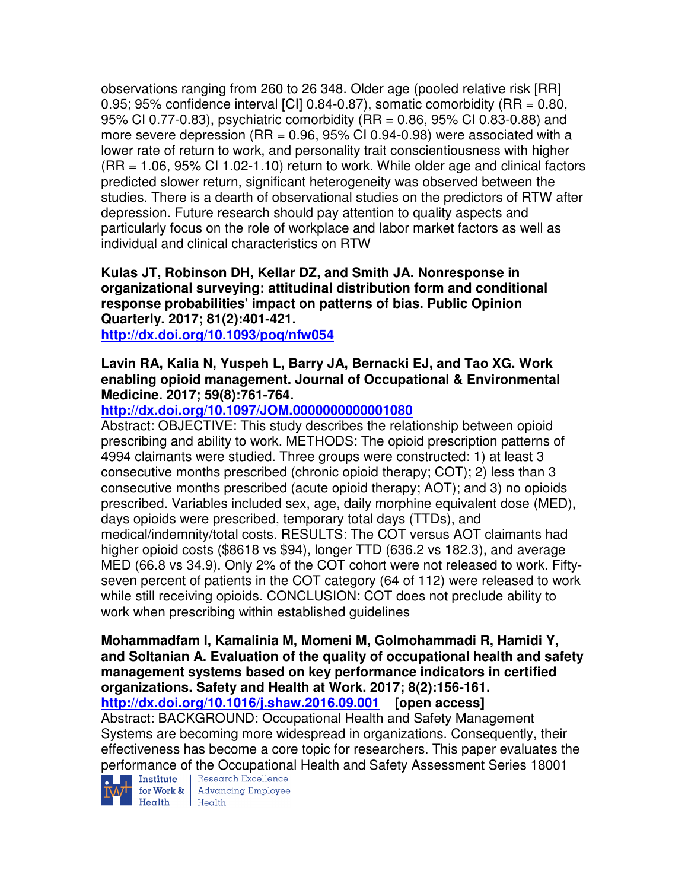observations ranging from 260 to 26 348. Older age (pooled relative risk [RR] 0.95; 95% confidence interval [CI] 0.84-0.87), somatic comorbidity (RR = 0.80, 95% CI 0.77-0.83), psychiatric comorbidity (RR = 0.86, 95% CI 0.83-0.88) and more severe depression (RR = 0.96, 95% CI 0.94-0.98) were associated with a lower rate of return to work, and personality trait conscientiousness with higher (RR = 1.06, 95% CI 1.02-1.10) return to work. While older age and clinical factors predicted slower return, significant heterogeneity was observed between the studies. There is a dearth of observational studies on the predictors of RTW after depression. Future research should pay attention to quality aspects and particularly focus on the role of workplace and labor market factors as well as individual and clinical characteristics on RTW

**Kulas JT, Robinson DH, Kellar DZ, and Smith JA. Nonresponse in organizational surveying: attitudinal distribution form and conditional response probabilities' impact on patterns of bias. Public Opinion Quarterly. 2017; 81(2):401-421.**
http://dx.doi.org/10.1093/poq/nfw054

**Lavin RA, Kalia N, Yuspeh L, Barry JA, Bernacki EJ, and Tao XG. Work enabling opioid management. Journal of Occupational & Environmental Medicine. 2017; 59(8):761-764.**
http://dx.doi.org/10.1097/JOM.0000000000001080
Abstract: OBJECTIVE: This study describes the relationship between opioid prescribing and ability to work. METHODS: The opioid prescription patterns of 4994 claimants were studied. Three groups were constructed: 1) at least 3 consecutive months prescribed (chronic opioid therapy; COT); 2) less than 3 consecutive months prescribed (acute opioid therapy; AOT); and 3) no opioids prescribed. Variables included sex, age, daily morphine equivalent dose (MED), days opioids were prescribed, temporary total days (TTDs), and medical/indemnity/total costs. RESULTS: The COT versus AOT claimants had higher opioid costs ($8618 vs $94), longer TTD (636.2 vs 182.3), and average MED (66.8 vs 34.9). Only 2% of the COT cohort were not released to work. Fifty-seven percent of patients in the COT category (64 of 112) were released to work while still receiving opioids. CONCLUSION: COT does not preclude ability to work when prescribing within established guidelines

**Mohammadfam I, Kamalinia M, Momeni M, Golmohammadi R, Hamidi Y, and Soltanian A. Evaluation of the quality of occupational health and safety management systems based on key performance indicators in certified organizations. Safety and Health at Work. 2017; 8(2):156-161.**
http://dx.doi.org/10.1016/j.shaw.2016.09.001 **[open access]**
Abstract: BACKGROUND: Occupational Health and Safety Management Systems are becoming more widespread in organizations. Consequently, their effectiveness has become a core topic for researchers. This paper evaluates the performance of the Occupational Health and Safety Assessment Series 18001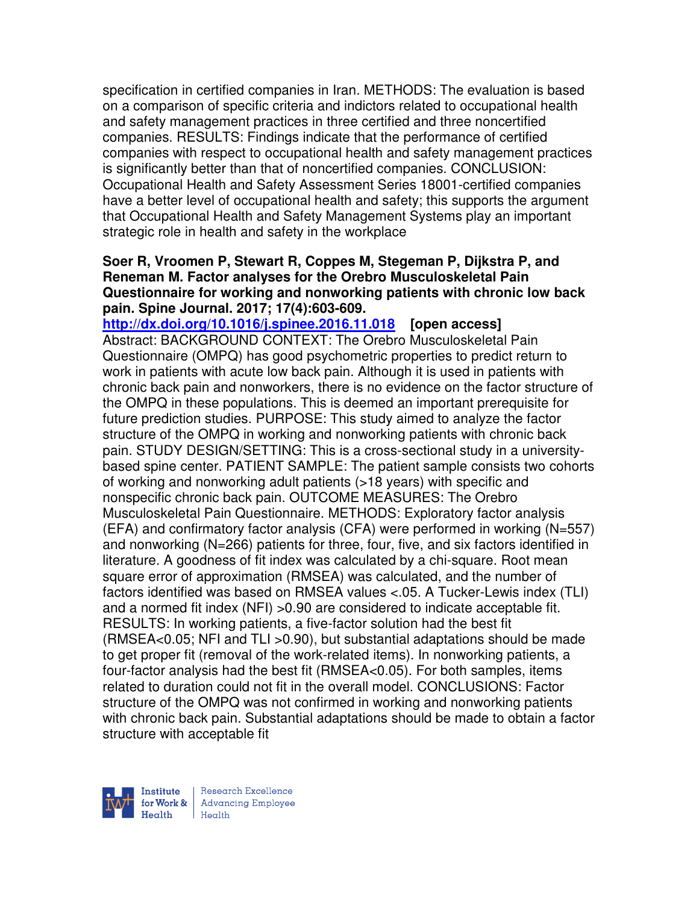specification in certified companies in Iran. METHODS: The evaluation is based on a comparison of specific criteria and indictors related to occupational health and safety management practices in three certified and three noncertified companies. RESULTS: Findings indicate that the performance of certified companies with respect to occupational health and safety management practices is significantly better than that of noncertified companies. CONCLUSION: Occupational Health and Safety Assessment Series 18001-certified companies have a better level of occupational health and safety; this supports the argument that Occupational Health and Safety Management Systems play an important strategic role in health and safety in the workplace

**Soer R, Vroomen P, Stewart R, Coppes M, Stegeman P, Dijkstra P, and Reneman M. Factor analyses for the Orebro Musculoskeletal Pain Questionnaire for working and nonworking patients with chronic low back pain. Spine Journal. 2017; 17(4):603-609.**

**http://dx.doi.org/10.1016/j.spinee.2016.11.018 [open access]**

Abstract: BACKGROUND CONTEXT: The Orebro Musculoskeletal Pain Questionnaire (OMPQ) has good psychometric properties to predict return to work in patients with acute low back pain. Although it is used in patients with chronic back pain and nonworkers, there is no evidence on the factor structure of the OMPQ in these populations. This is deemed an important prerequisite for future prediction studies. PURPOSE: This study aimed to analyze the factor structure of the OMPQ in working and nonworking patients with chronic back pain. STUDY DESIGN/SETTING: This is a cross-sectional study in a university-based spine center. PATIENT SAMPLE: The patient sample consists two cohorts of working and nonworking adult patients (>18 years) with specific and nonspecific chronic back pain. OUTCOME MEASURES: The Orebro Musculoskeletal Pain Questionnaire. METHODS: Exploratory factor analysis (EFA) and confirmatory factor analysis (CFA) were performed in working (N=557) and nonworking (N=266) patients for three, four, five, and six factors identified in literature. A goodness of fit index was calculated by a chi-square. Root mean square error of approximation (RMSEA) was calculated, and the number of factors identified was based on RMSEA values <.05. A Tucker-Lewis index (TLI) and a normed fit index (NFI) >0.90 are considered to indicate acceptable fit. RESULTS: In working patients, a five-factor solution had the best fit (RMSEA<0.05; NFI and TLI >0.90), but substantial adaptations should be made to get proper fit (removal of the work-related items). In nonworking patients, a four-factor analysis had the best fit (RMSEA<0.05). For both samples, items related to duration could not fit in the overall model. CONCLUSIONS: Factor structure of the OMPQ was not confirmed in working and nonworking patients with chronic back pain. Substantial adaptations should be made to obtain a factor structure with acceptable fit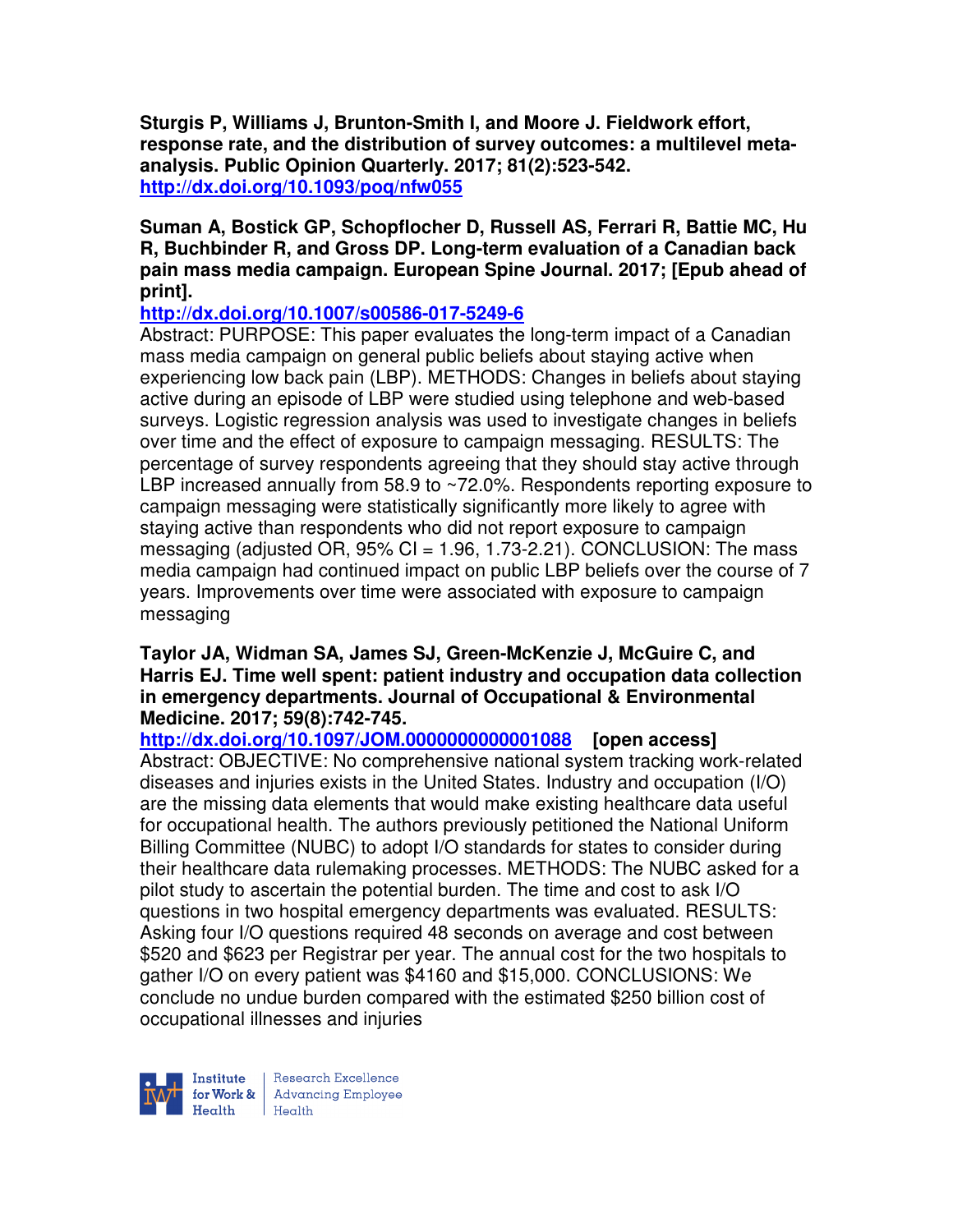**Sturgis P, Williams J, Brunton-Smith I, and Moore J. Fieldwork effort, response rate, and the distribution of survey outcomes: a multilevel meta-analysis. Public Opinion Quarterly. 2017; 81(2):523-542.**
**http://dx.doi.org/10.1093/poq/nfw055**

**Suman A, Bostick GP, Schopflocher D, Russell AS, Ferrari R, Battie MC, Hu R, Buchbinder R, and Gross DP. Long-term evaluation of a Canadian back pain mass media campaign. European Spine Journal. 2017; [Epub ahead of print].**
**http://dx.doi.org/10.1007/s00586-017-5249-6**
Abstract: PURPOSE: This paper evaluates the long-term impact of a Canadian mass media campaign on general public beliefs about staying active when experiencing low back pain (LBP). METHODS: Changes in beliefs about staying active during an episode of LBP were studied using telephone and web-based surveys. Logistic regression analysis was used to investigate changes in beliefs over time and the effect of exposure to campaign messaging. RESULTS: The percentage of survey respondents agreeing that they should stay active through LBP increased annually from 58.9 to ~72.0%. Respondents reporting exposure to campaign messaging were statistically significantly more likely to agree with staying active than respondents who did not report exposure to campaign messaging (adjusted OR, 95% CI = 1.96, 1.73-2.21). CONCLUSION: The mass media campaign had continued impact on public LBP beliefs over the course of 7 years. Improvements over time were associated with exposure to campaign messaging

**Taylor JA, Widman SA, James SJ, Green-McKenzie J, McGuire C, and Harris EJ. Time well spent: patient industry and occupation data collection in emergency departments. Journal of Occupational & Environmental Medicine. 2017; 59(8):742-745.**
**http://dx.doi.org/10.1097/JOM.0000000000001088 [open access]**
Abstract: OBJECTIVE: No comprehensive national system tracking work-related diseases and injuries exists in the United States. Industry and occupation (I/O) are the missing data elements that would make existing healthcare data useful for occupational health. The authors previously petitioned the National Uniform Billing Committee (NUBC) to adopt I/O standards for states to consider during their healthcare data rulemaking processes. METHODS: The NUBC asked for a pilot study to ascertain the potential burden. The time and cost to ask I/O questions in two hospital emergency departments was evaluated. RESULTS: Asking four I/O questions required 48 seconds on average and cost between $520 and $623 per Registrar per year. The annual cost for the two hospitals to gather I/O on every patient was $4160 and $15,000. CONCLUSIONS: We conclude no undue burden compared with the estimated $250 billion cost of occupational illnesses and injuries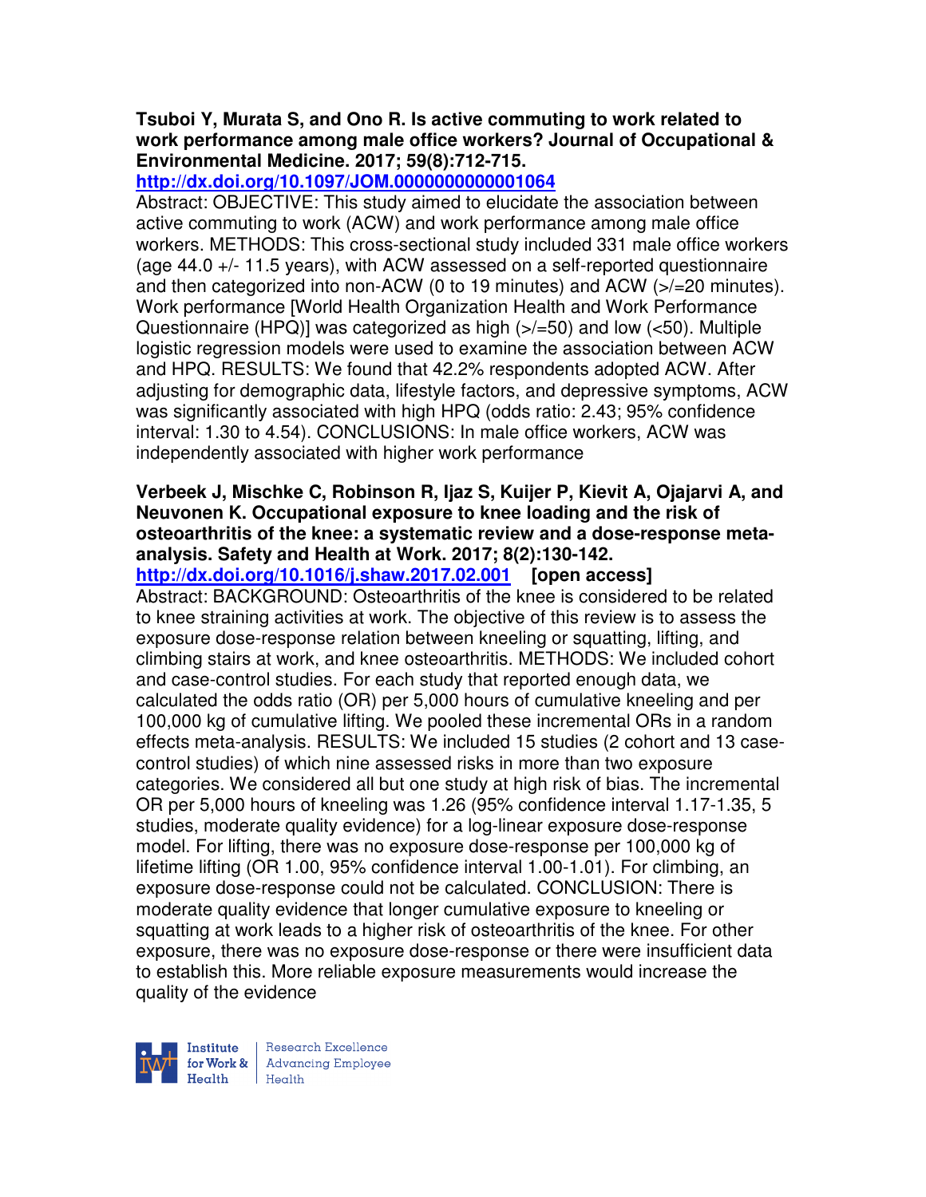**Tsuboi Y, Murata S, and Ono R. Is active commuting to work related to work performance among male office workers? Journal of Occupational & Environmental Medicine. 2017; 59(8):712-715.**
**http://dx.doi.org/10.1097/JOM.0000000000001064**

Abstract: OBJECTIVE: This study aimed to elucidate the association between active commuting to work (ACW) and work performance among male office workers. METHODS: This cross-sectional study included 331 male office workers (age 44.0 +/- 11.5 years), with ACW assessed on a self-reported questionnaire and then categorized into non-ACW (0 to 19 minutes) and ACW (>/=20 minutes). Work performance [World Health Organization Health and Work Performance Questionnaire (HPQ)] was categorized as high (>/=50) and low (<50). Multiple logistic regression models were used to examine the association between ACW and HPQ. RESULTS: We found that 42.2% respondents adopted ACW. After adjusting for demographic data, lifestyle factors, and depressive symptoms, ACW was significantly associated with high HPQ (odds ratio: 2.43; 95% confidence interval: 1.30 to 4.54). CONCLUSIONS: In male office workers, ACW was independently associated with higher work performance

**Verbeek J, Mischke C, Robinson R, Ijaz S, Kuijer P, Kievit A, Ojajarvi A, and Neuvonen K. Occupational exposure to knee loading and the risk of osteoarthritis of the knee: a systematic review and a dose-response meta-analysis. Safety and Health at Work. 2017; 8(2):130-142.**
**http://dx.doi.org/10.1016/j.shaw.2017.02.001** **[open access]**

Abstract: BACKGROUND: Osteoarthritis of the knee is considered to be related to knee straining activities at work. The objective of this review is to assess the exposure dose-response relation between kneeling or squatting, lifting, and climbing stairs at work, and knee osteoarthritis. METHODS: We included cohort and case-control studies. For each study that reported enough data, we calculated the odds ratio (OR) per 5,000 hours of cumulative kneeling and per 100,000 kg of cumulative lifting. We pooled these incremental ORs in a random effects meta-analysis. RESULTS: We included 15 studies (2 cohort and 13 case-control studies) of which nine assessed risks in more than two exposure categories. We considered all but one study at high risk of bias. The incremental OR per 5,000 hours of kneeling was 1.26 (95% confidence interval 1.17-1.35, 5 studies, moderate quality evidence) for a log-linear exposure dose-response model. For lifting, there was no exposure dose-response per 100,000 kg of lifetime lifting (OR 1.00, 95% confidence interval 1.00-1.01). For climbing, an exposure dose-response could not be calculated. CONCLUSION: There is moderate quality evidence that longer cumulative exposure to kneeling or squatting at work leads to a higher risk of osteoarthritis of the knee. For other exposure, there was no exposure dose-response or there were insufficient data to establish this. More reliable exposure measurements would increase the quality of the evidence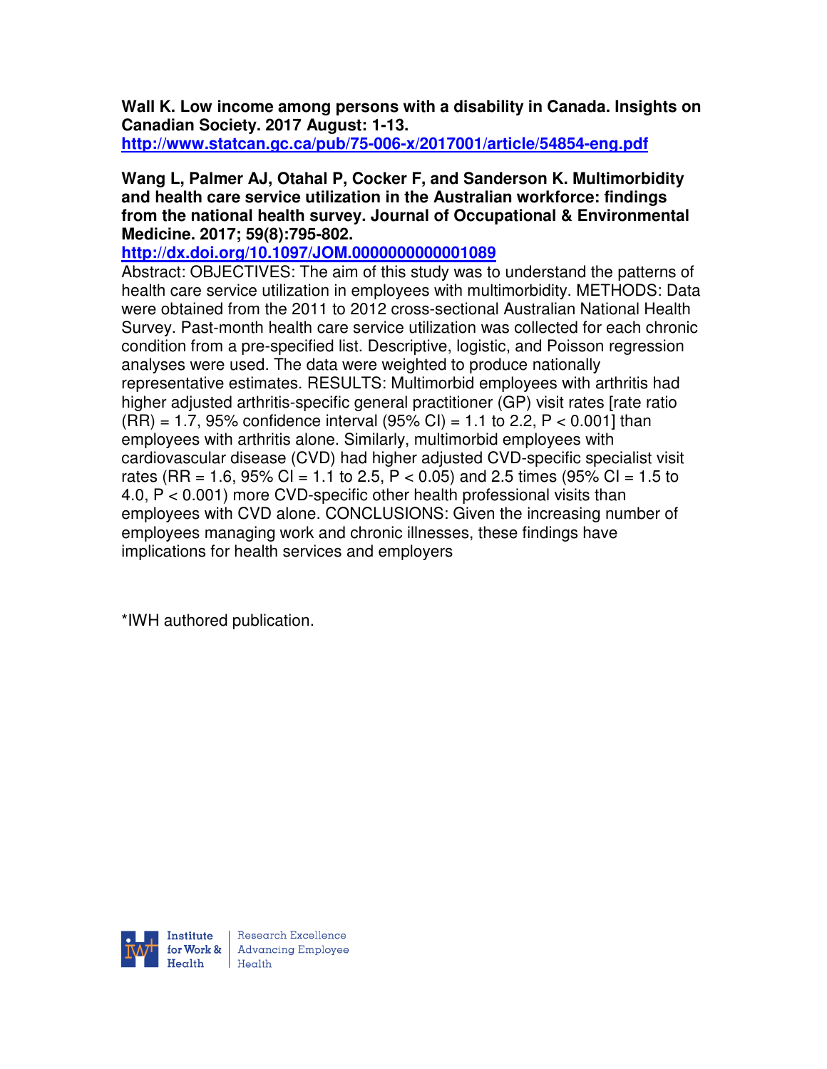**Wall K. Low income among persons with a disability in Canada. Insights on Canadian Society. 2017 August: 1-13.**
http://www.statcan.gc.ca/pub/75-006-x/2017001/article/54854-eng.pdf

**Wang L, Palmer AJ, Otahal P, Cocker F, and Sanderson K. Multimorbidity and health care service utilization in the Australian workforce: findings from the national health survey. Journal of Occupational & Environmental Medicine. 2017; 59(8):795-802.**
http://dx.doi.org/10.1097/JOM.0000000000001089
Abstract: OBJECTIVES: The aim of this study was to understand the patterns of health care service utilization in employees with multimorbidity. METHODS: Data were obtained from the 2011 to 2012 cross-sectional Australian National Health Survey. Past-month health care service utilization was collected for each chronic condition from a pre-specified list. Descriptive, logistic, and Poisson regression analyses were used. The data were weighted to produce nationally representative estimates. RESULTS: Multimorbid employees with arthritis had higher adjusted arthritis-specific general practitioner (GP) visit rates [rate ratio (RR) = 1.7, 95% confidence interval (95% CI) = 1.1 to 2.2, $P < 0.001$] than employees with arthritis alone. Similarly, multimorbid employees with cardiovascular disease (CVD) had higher adjusted CVD-specific specialist visit rates (RR = 1.6, 95% CI = 1.1 to 2.5, $P < 0.05$) and 2.5 times (95% CI = 1.5 to 4.0, $P < 0.001$) more CVD-specific other health professional visits than employees with CVD alone. CONCLUSIONS: Given the increasing number of employees managing work and chronic illnesses, these findings have implications for health services and employers

*IWH authored publication.